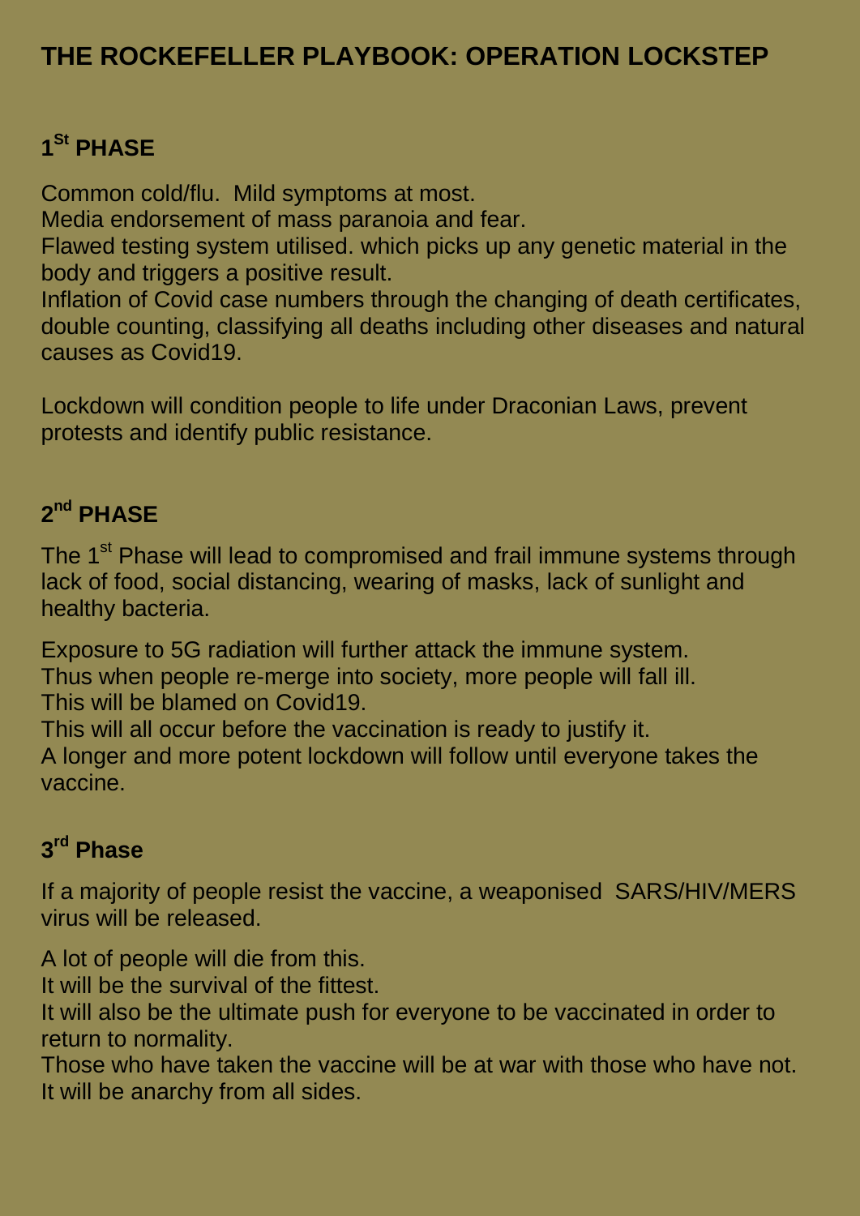# THE ROCKEFELLER PLAYBOOK: OPERATION LOCKSTEP

## 1St PHASE

Common cold/flu. Mild symptoms at most.
Media endorsement of mass paranoia and fear.
Flawed testing system utilised. which picks up any genetic material in the body and triggers a positive result.
Inflation of Covid case numbers through the changing of death certificates, double counting, classifying all deaths including other diseases and natural causes as Covid19.

Lockdown will condition people to life under Draconian Laws, prevent protests and identify public resistance.

## 2nd PHASE

The 1st Phase will lead to compromised and frail immune systems through lack of food, social distancing, wearing of masks, lack of sunlight and healthy bacteria.

Exposure to 5G radiation will further attack the immune system.
Thus when people re-merge into society, more people will fall ill.
This will be blamed on Covid19.
This will all occur before the vaccination is ready to justify it.
A longer and more potent lockdown will follow until everyone takes the vaccine.

## 3rd Phase

If a majority of people resist the vaccine, a weaponised SARS/HIV/MERS virus will be released.

A lot of people will die from this.
It will be the survival of the fittest.
It will also be the ultimate push for everyone to be vaccinated in order to return to normality.
Those who have taken the vaccine will be at war with those who have not.
It will be anarchy from all sides.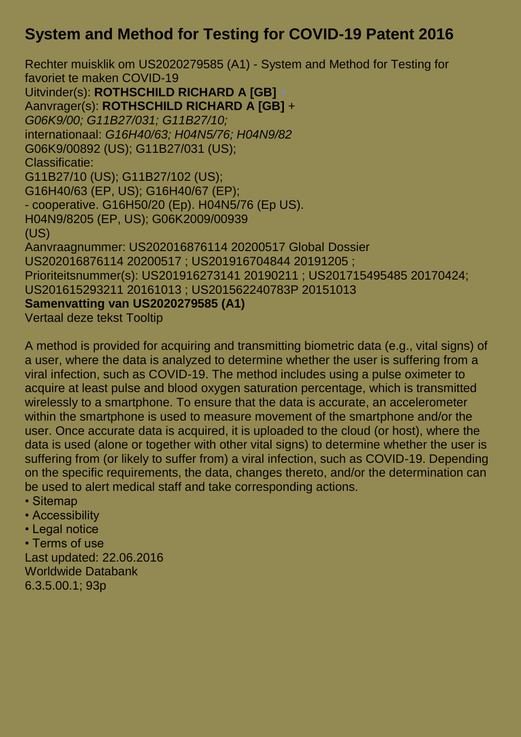# System and Method for Testing for COVID-19 Patent 2016

Rechter muisklik om US2020279585 (A1) - System and Method for Testing for favoriet te maken COVID-19

Uitvinder(s): **ROTHSCHILD RICHARD A [GB]** +

Aanvrager(s): **ROTHSCHILD RICHARD A [GB]** +

*G06K9/00; G11B27/031; G11B27/10;*

internationaal: *G16H40/63; H04N5/76; H04N9/82*

G06K9/00892 (US); G11B27/031 (US);

Classificatie:

G11B27/10 (US); G11B27/102 (US);

G16H40/63 (EP, US); G16H40/67 (EP);

- cooperative. G16H50/20 (Ep). H04N5/76 (Ep US).

H04N9/8205 (EP, US); G06K2009/00939

(US)

Aanvraagnummer: US202016876114 20200517 Global Dossier

US202016876114 20200517 ; US201916704844 20191205 ;

Prioriteitsnummer(s): US201916273141 20190211 ; US201715495485 20170424;

US201615293211 20161013 ; US201562240783P 20151013

**Samenvatting van US2020279585 (A1)**

Vertaal deze tekst Tooltip

A method is provided for acquiring and transmitting biometric data (e.g., vital signs) of a user, where the data is analyzed to determine whether the user is suffering from a viral infection, such as COVID-19. The method includes using a pulse oximeter to acquire at least pulse and blood oxygen saturation percentage, which is transmitted wirelessly to a smartphone. To ensure that the data is accurate, an accelerometer within the smartphone is used to measure movement of the smartphone and/or the user. Once accurate data is acquired, it is uploaded to the cloud (or host), where the data is used (alone or together with other vital signs) to determine whether the user is suffering from (or likely to suffer from) a viral infection, such as COVID-19. Depending on the specific requirements, the data, changes thereto, and/or the determination can be used to alert medical staff and take corresponding actions.

- Sitemap
- Accessibility
- Legal notice
- Terms of use

Last updated: 22.06.2016

Worldwide Databank

6.3.5.00.1; 93p